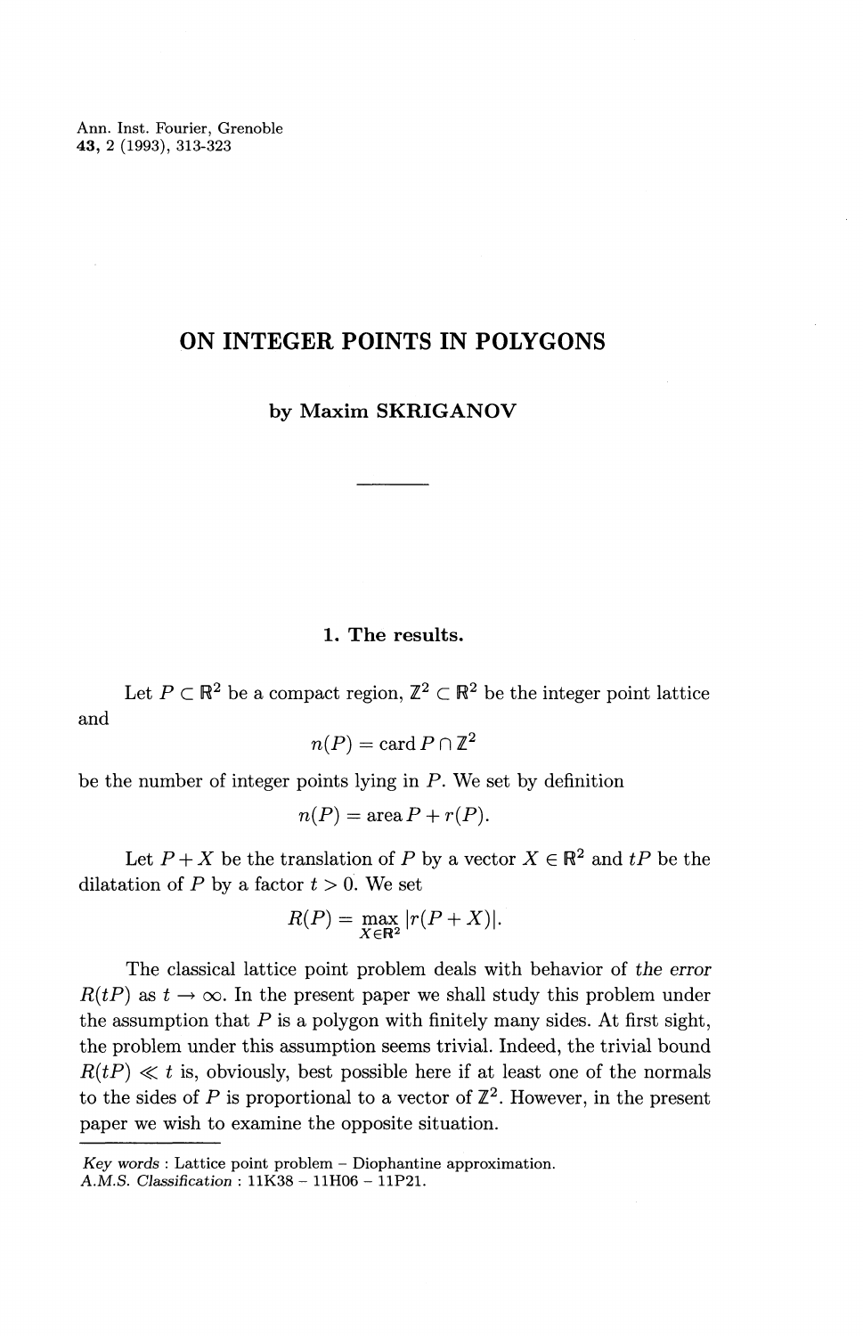# ON INTEGER POINTS IN POLYGONS

**by Maxim SKRIGANOV**

## 1. The results.

Let $P \subset \mathbb{R}^2$ be a compact region, $\mathbb{Z}^2 \subset \mathbb{R}^2$ be the integer point lattice and

$$n(P) = \operatorname{card} P \cap \mathbb{Z}^2$$

be the number of integer points lying in $P$. We set by definition

$$n(P) = \operatorname{area} P + r(P).$$

Let $P + X$ be the translation of $P$ by a vector $X \in \mathbb{R}^2$ and $tP$ be the dilatation of $P$ by a factor $t > 0$. We set

$$R(P) = \max_{X \in \mathbb{R}^2} |r(P + X)|.$$

The classical lattice point problem deals with behavior of *the error* $R(tP)$ as $t \to \infty$. In the present paper we shall study this problem under the assumption that $P$ is a polygon with finitely many sides. At first sight, the problem under this assumption seems trivial. Indeed, the trivial bound $R(tP) \ll t$ is, obviously, best possible here if at least one of the normals to the sides of $P$ is proportional to a vector of $\mathbb{Z}^2$. However, in the present paper we wish to examine the opposite situation.

---

*Key words* : Lattice point problem – Diophantine approximation.
*A.M.S. Classification* : 11K38 – 11H06 – 11P21.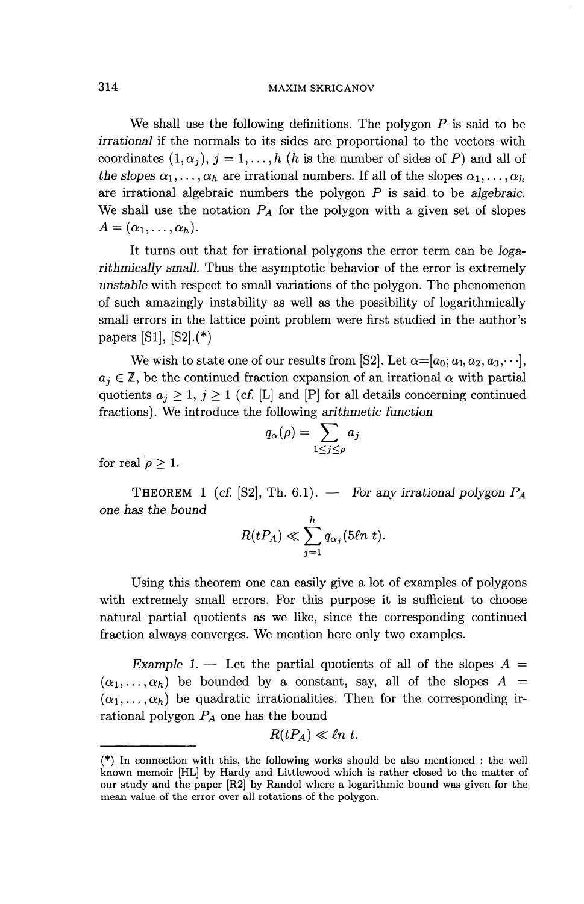We shall use the following definitions. The polygon $P$ is said to be *irrational* if the normals to its sides are proportional to the vectors with coordinates $(1, \alpha_j)$, $j = 1, \ldots, h$ ($h$ is the number of sides of $P$) and all of *the slopes* $\alpha_1, \ldots, \alpha_h$ are irrational numbers. If all of the slopes $\alpha_1, \ldots, \alpha_h$ are irrational algebraic numbers the polygon $P$ is said to be *algebraic*. We shall use the notation $P_A$ for the polygon with a given set of slopes $A = (\alpha_1, \ldots, \alpha_h)$.

It turns out that for irrational polygons the error term can be *logarithmically small*. Thus the asymptotic behavior of the error is extremely *unstable* with respect to small variations of the polygon. The phenomenon of such amazingly instability as well as the possibility of logarithmically small errors in the lattice point problem were first studied in the author's papers [S1], [S2].(*)

We wish to state one of our results from [S2]. Let $\alpha = [a_0; a_1, a_2, a_3, \cdots]$, $a_j \in \mathbb{Z}$, be the continued fraction expansion of an irrational $\alpha$ with partial quotients $a_j \geq 1$, $j \geq 1$ (*cf.* [L] and [P] for all details concerning continued fractions). We introduce the following *arithmetic function*

$$q_\alpha(\rho) = \sum_{1 \leq j \leq \rho} a_j$$

for real $\rho \geq 1$.

THEOREM 1 (*cf.* [S2], Th. 6.1). — *For any irrational polygon $P_A$ one has the bound*

$$R(tP_A) \ll \sum_{j=1}^{h} q_{\alpha_j}(5\ell n\ t).$$

Using this theorem one can easily give a lot of examples of polygons with extremely small errors. For this purpose it is sufficient to choose natural partial quotients as we like, since the corresponding continued fraction always converges. We mention here only two examples.

*Example 1.* — Let the partial quotients of all of the slopes $A = (\alpha_1, \ldots, \alpha_h)$ be bounded by a constant, say, all of the slopes $A = (\alpha_1, \ldots, \alpha_h)$ be quadratic irrationalities. Then for the corresponding irrational polygon $P_A$ one has the bound

$$R(tP_A) \ll \ell n\ t.$$

(*) In connection with this, the following works should be also mentioned : the well known memoir [HL] by Hardy and Littlewood which is rather closed to the matter of our study and the paper [R2] by Randol where a logarithmic bound was given for the mean value of the error over all rotations of the polygon.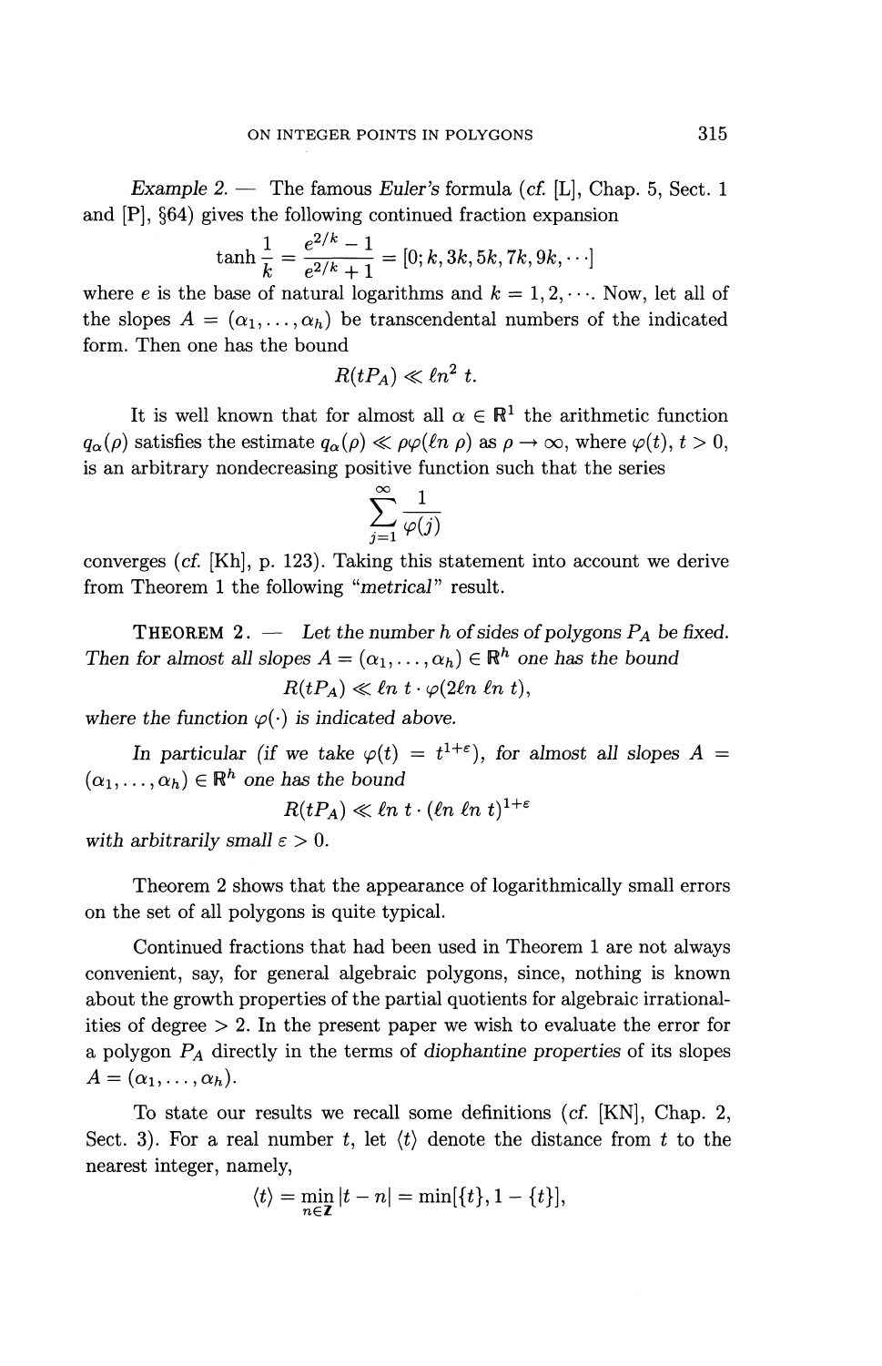*Example 2.* — The famous *Euler's* formula (*cf.* [L], Chap. 5, Sect. 1 and [P], §64) gives the following continued fraction expansion

$$\tanh \frac{1}{k} = \frac{e^{2/k} - 1}{e^{2/k} + 1} = [0; k, 3k, 5k, 7k, 9k, \cdots]$$

where $e$ is the base of natural logarithms and $k = 1, 2, \cdots$. Now, let all of the slopes $A = (\alpha_1, \ldots, \alpha_h)$ be transcendental numbers of the indicated form. Then one has the bound

$$R(tP_A) \ll \ell n^2\, t.$$

It is well known that for almost all $\alpha \in \mathbb{R}^1$ the arithmetic function $q_\alpha(\rho)$ satisfies the estimate $q_\alpha(\rho) \ll \rho\varphi(\ell n\, \rho)$ as $\rho \to \infty$, where $\varphi(t)$, $t > 0$, is an arbitrary nondecreasing positive function such that the series

$$\sum_{j=1}^{\infty} \frac{1}{\varphi(j)}$$

converges (*cf.* [Kh], p. 123). Taking this statement into account we derive from Theorem 1 the following "*metrical*" result.

**THEOREM 2.** — *Let the number $h$ of sides of polygons $P_A$ be fixed. Then for almost all slopes $A = (\alpha_1, \ldots, \alpha_h) \in \mathbb{R}^h$ one has the bound*

$$R(tP_A) \ll \ell n\, t \cdot \varphi(2\ell n\, \ell n\, t),$$

*where the function $\varphi(\cdot)$ is indicated above.*

*In particular (if we take $\varphi(t) = t^{1+\varepsilon}$), for almost all slopes $A = (\alpha_1, \ldots, \alpha_h) \in \mathbb{R}^h$ one has the bound*

$$R(tP_A) \ll \ell n\, t \cdot (\ell n\, \ell n\, t)^{1+\varepsilon}$$

*with arbitrarily small $\varepsilon > 0$.*

Theorem 2 shows that the appearance of logarithmically small errors on the set of all polygons is quite typical.

Continued fractions that had been used in Theorem 1 are not always convenient, say, for general algebraic polygons, since, nothing is known about the growth properties of the partial quotients for algebraic irrationalities of degree $> 2$. In the present paper we wish to evaluate the error for a polygon $P_A$ directly in the terms of *diophantine properties* of its slopes $A = (\alpha_1, \ldots, \alpha_h)$.

To state our results we recall some definitions (*cf.* [KN], Chap. 2, Sect. 3). For a real number $t$, let $\langle t \rangle$ denote the distance from $t$ to the nearest integer, namely,

$$\langle t \rangle = \min_{n \in \mathbb{Z}} |t - n| = \min[\{t\}, 1 - \{t\}],$$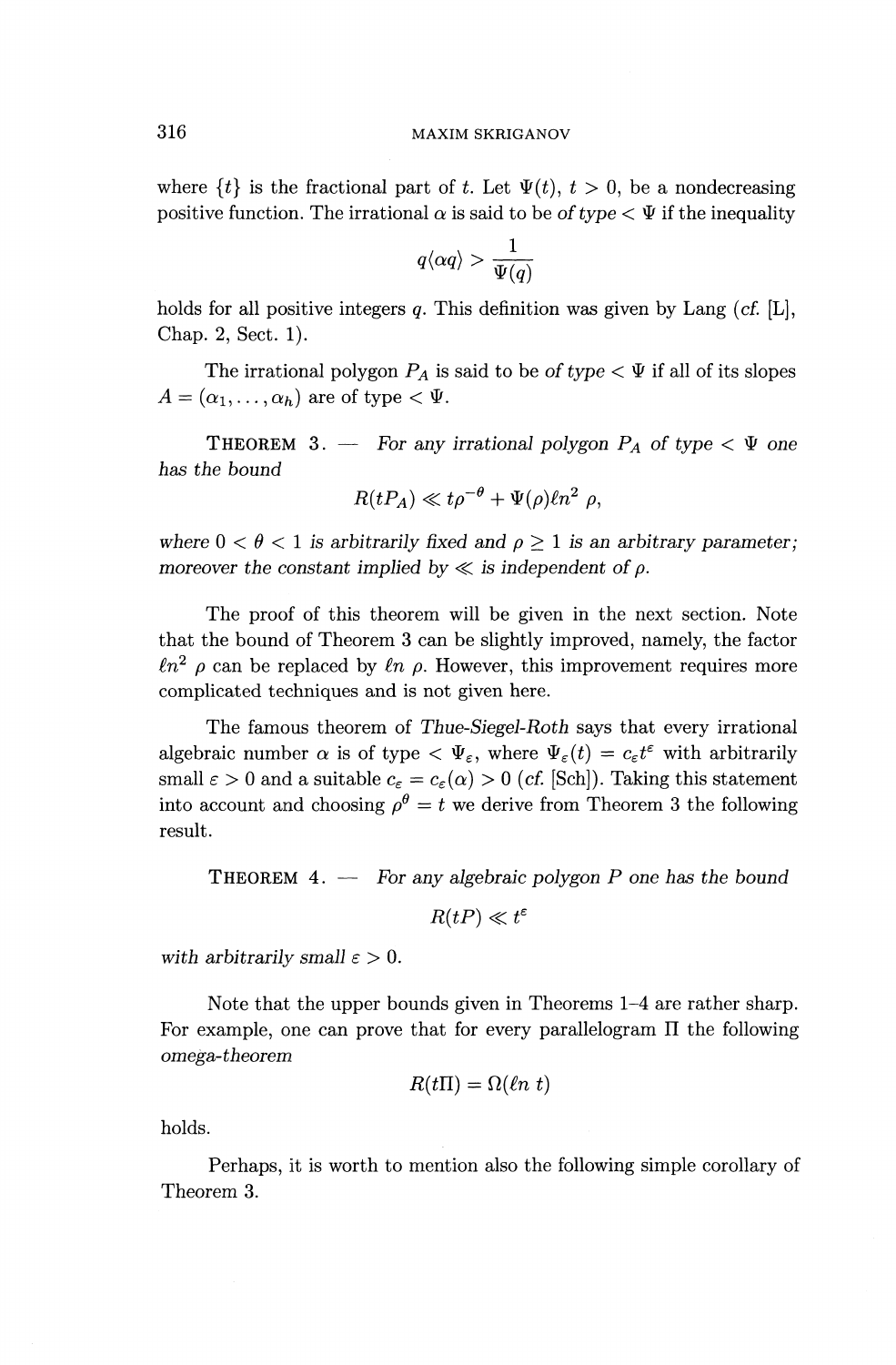where $\{t\}$ is the fractional part of $t$. Let $\Psi(t)$, $t > 0$, be a nondecreasing positive function. The irrational $\alpha$ is said to be *of type* $< \Psi$ if the inequality

$$q\langle \alpha q \rangle > \frac{1}{\Psi(q)}$$

holds for all positive integers $q$. This definition was given by Lang (*cf.* [L], Chap. 2, Sect. 1).

The irrational polygon $P_A$ is said to be *of type* $< \Psi$ if all of its slopes $A = (\alpha_1, \ldots, \alpha_h)$ are of type $< \Psi$.

**THEOREM 3.** — *For any irrational polygon $P_A$ of type $< \Psi$ one has the bound*

$$R(tP_A) \ll t\rho^{-\theta} + \Psi(\rho)\ell n^2\, \rho,$$

*where $0 < \theta < 1$ is arbitrarily fixed and $\rho \geq 1$ is an arbitrary parameter; moreover the constant implied by $\ll$ is independent of $\rho$.*

The proof of this theorem will be given in the next section. Note that the bound of Theorem 3 can be slightly improved, namely, the factor $\ell n^2\, \rho$ can be replaced by $\ell n\, \rho$. However, this improvement requires more complicated techniques and is not given here.

The famous theorem of *Thue-Siegel-Roth* says that every irrational algebraic number $\alpha$ is of type $< \Psi_\varepsilon$, where $\Psi_\varepsilon(t) = c_\varepsilon t^\varepsilon$ with arbitrarily small $\varepsilon > 0$ and a suitable $c_\varepsilon = c_\varepsilon(\alpha) > 0$ (*cf.* [Sch]). Taking this statement into account and choosing $\rho^\theta = t$ we derive from Theorem 3 the following result.

**THEOREM 4.** — *For any algebraic polygon $P$ one has the bound*

$$R(tP) \ll t^\varepsilon$$

*with arbitrarily small $\varepsilon > 0$.*

Note that the upper bounds given in Theorems 1–4 are rather sharp. For example, one can prove that for every parallelogram $\Pi$ the following *omega-theorem*

$$R(t\Pi) = \Omega(\ell n\; t)$$

holds.

Perhaps, it is worth to mention also the following simple corollary of Theorem 3.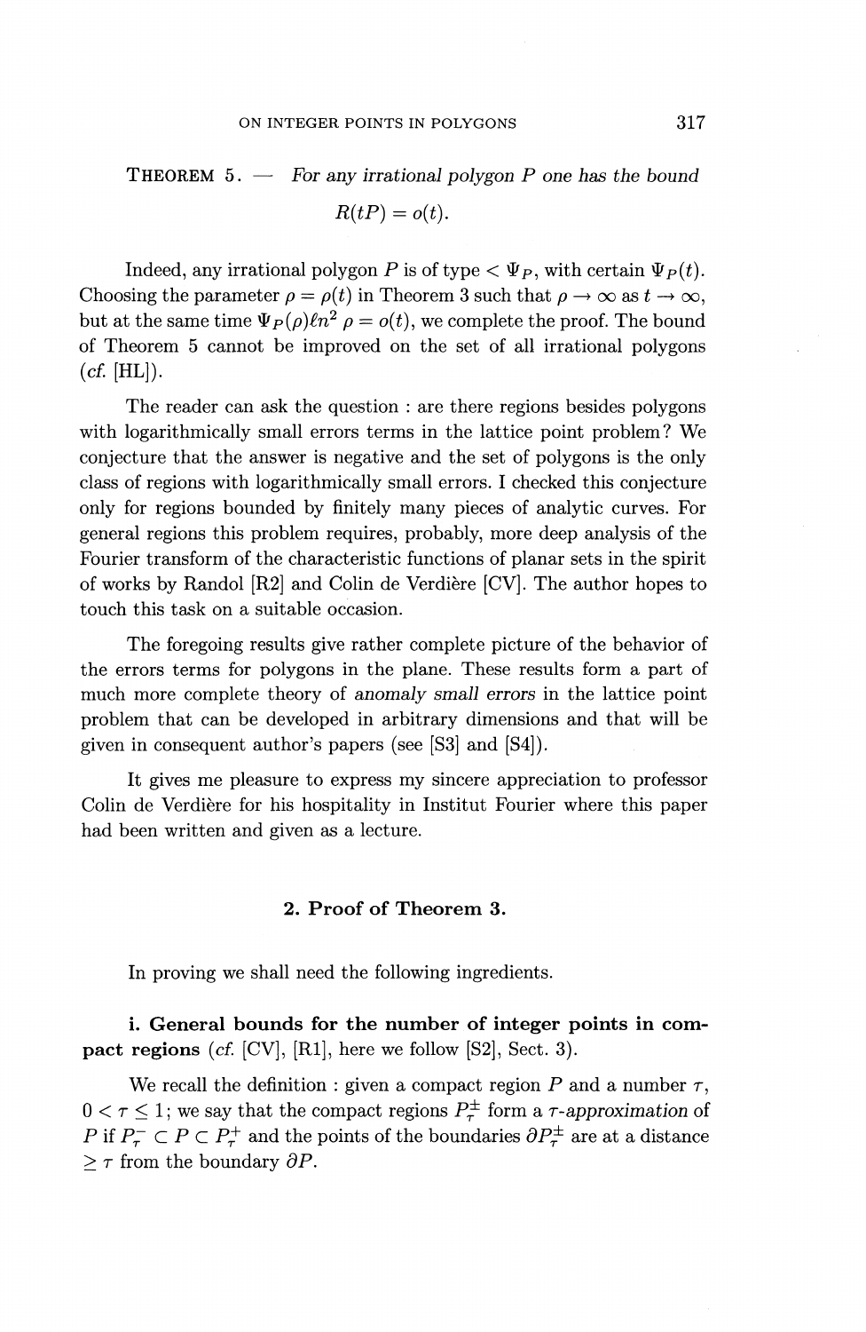**THEOREM 5.** — *For any irrational polygon $P$ one has the bound*

$$R(tP) = o(t).$$

Indeed, any irrational polygon $P$ is of type $< \Psi_P$, with certain $\Psi_P(t)$. Choosing the parameter $\rho = \rho(t)$ in Theorem 3 such that $\rho \to \infty$ as $t \to \infty$, but at the same time $\Psi_P(\rho)\ell n^2\, \rho = o(t)$, we complete the proof. The bound of Theorem 5 cannot be improved on the set of all irrational polygons (*cf.* [HL]).

The reader can ask the question : are there regions besides polygons with logarithmically small errors terms in the lattice point problem? We conjecture that the answer is negative and the set of polygons is the only class of regions with logarithmically small errors. I checked this conjecture only for regions bounded by finitely many pieces of analytic curves. For general regions this problem requires, probably, more deep analysis of the Fourier transform of the characteristic functions of planar sets in the spirit of works by Randol [R2] and Colin de Verdière [CV]. The author hopes to touch this task on a suitable occasion.

The foregoing results give rather complete picture of the behavior of the errors terms for polygons in the plane. These results form a part of much more complete theory of *anomaly small errors* in the lattice point problem that can be developed in arbitrary dimensions and that will be given in consequent author's papers (see [S3] and [S4]).

It gives me pleasure to express my sincere appreciation to professor Colin de Verdière for his hospitality in Institut Fourier where this paper had been written and given as a lecture.

## 2. Proof of Theorem 3.

In proving we shall need the following ingredients.

**i. General bounds for the number of integer points in compact regions** (*cf.* [CV], [R1], here we follow [S2], Sect. 3).

We recall the definition : given a compact region $P$ and a number $\tau$, $0 < \tau \leq 1$; we say that the compact regions $P^{\pm}_{\tau}$ form a *$\tau$-approximation* of $P$ if $P^{-}_{\tau} \subset P \subset P^{+}_{\tau}$ and the points of the boundaries $\partial P^{\pm}_{\tau}$ are at a distance $\geq \tau$ from the boundary $\partial P$.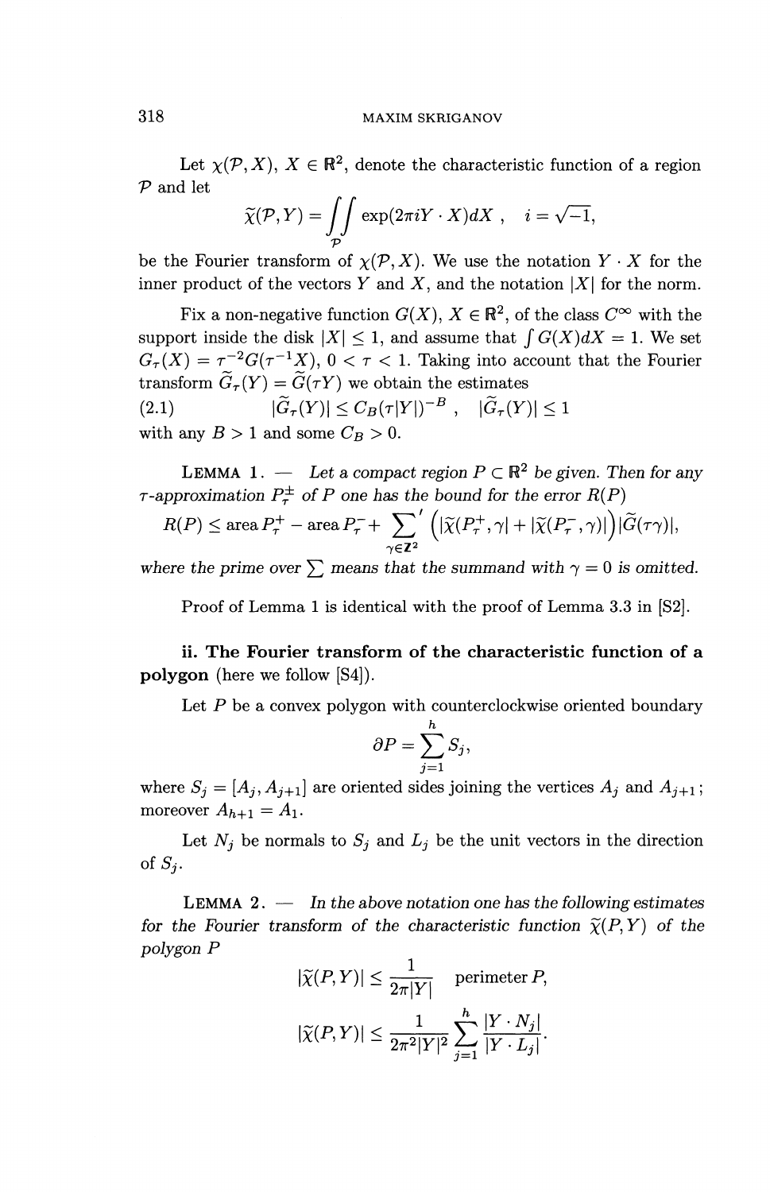Let $\chi(\mathcal{P}, X)$, $X \in \mathbb{R}^2$, denote the characteristic function of a region $\mathcal{P}$ and let

$$\widetilde{\chi}(\mathcal{P}, Y) = \iint\limits_{\mathcal{P}} \exp(2\pi i Y \cdot X) dX \ , \quad i = \sqrt{-1},$$

be the Fourier transform of $\chi(\mathcal{P}, X)$. We use the notation $Y \cdot X$ for the inner product of the vectors $Y$ and $X$, and the notation $|X|$ for the norm.

Fix a non-negative function $G(X)$, $X \in \mathbb{R}^2$, of the class $C^\infty$ with the support inside the disk $|X| \leq 1$, and assume that $\int G(X) dX = 1$. We set $G_\tau(X) = \tau^{-2} G(\tau^{-1} X)$, $0 < \tau < 1$. Taking into account that the Fourier transform $\widetilde{G}_\tau(Y) = \widetilde{G}(\tau Y)$ we obtain the estimates

$$|\widetilde{G}_\tau(Y)| \leq C_B (\tau |Y|)^{-B} \ , \quad |\widetilde{G}_\tau(Y)| \leq 1 \tag{2.1}$$

with any $B > 1$ and some $C_B > 0$.

LEMMA 1. — *Let a compact region $P \subset \mathbb{R}^2$ be given. Then for any $\tau$-approximation $P_\tau^\pm$ of $P$ one has the bound for the error $R(P)$*

$$R(P) \leq \operatorname{area} P_\tau^+ - \operatorname{area} P_\tau^- + \sum_{\gamma \in \mathbb{Z}^2}{}' \Big( |\widetilde{\chi}(P_\tau^+, \gamma| + |\widetilde{\chi}(P_\tau^-, \gamma)| \Big) |\widetilde{G}(\tau\gamma)|,$$

*where the prime over $\sum$ means that the summand with $\gamma = 0$ is omitted.*

Proof of Lemma 1 is identical with the proof of Lemma 3.3 in [S2].

**ii. The Fourier transform of the characteristic function of a polygon** (here we follow [S4]).

Let $P$ be a convex polygon with counterclockwise oriented boundary

$$\partial P = \sum_{j=1}^{h} S_j,$$

where $S_j = [A_j, A_{j+1}]$ are oriented sides joining the vertices $A_j$ and $A_{j+1}$; moreover $A_{h+1} = A_1$.

Let $N_j$ be normals to $S_j$ and $L_j$ be the unit vectors in the direction of $S_j$.

LEMMA 2. — *In the above notation one has the following estimates for the Fourier transform of the characteristic function $\widetilde{\chi}(P, Y)$ of the polygon $P$*

$$|\widetilde{\chi}(P, Y)| \leq \frac{1}{2\pi |Y|} \quad \text{perimeter}\, P,$$

$$|\widetilde{\chi}(P, Y)| \leq \frac{1}{2\pi^2 |Y|^2} \sum_{j=1}^{h} \frac{|Y \cdot N_j|}{|Y \cdot L_j|}.$$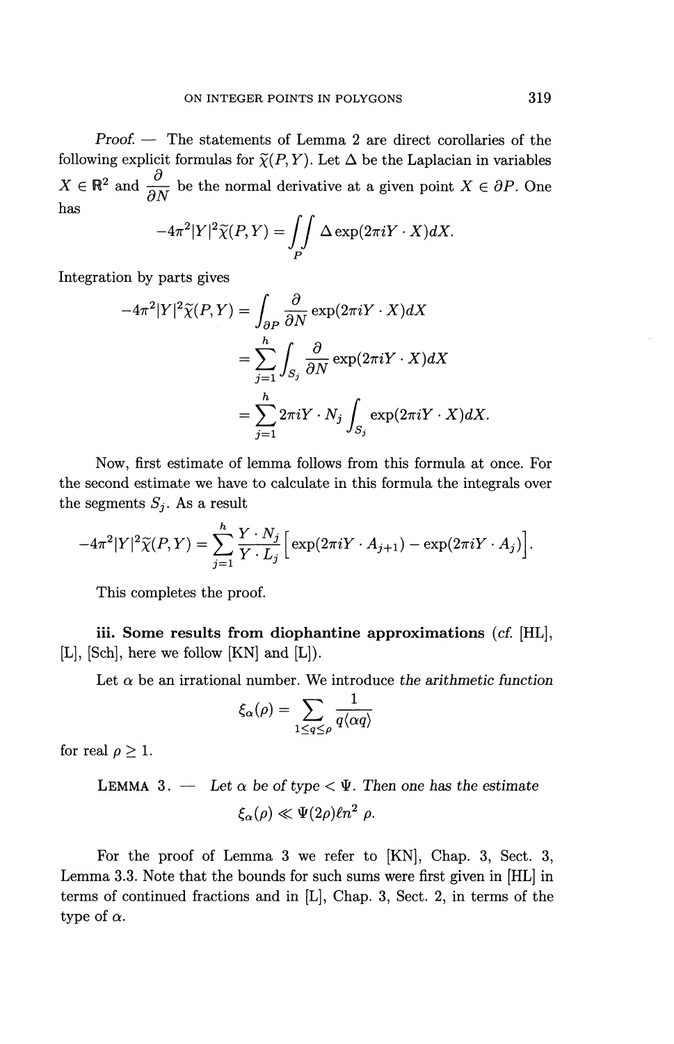*Proof.* — The statements of Lemma 2 are direct corollaries of the following explicit formulas for $\widetilde{\chi}(P,Y)$. Let $\Delta$ be the Laplacian in variables $X \in \mathbb{R}^2$ and $\dfrac{\partial}{\partial N}$ be the normal derivative at a given point $X \in \partial P$. One has

$$-4\pi^2|Y|^2\widetilde{\chi}(P,Y) = \iint_P \Delta \exp(2\pi i Y \cdot X)dX.$$

Integration by parts gives

$$\begin{aligned}
-4\pi^2|Y|^2\widetilde{\chi}(P,Y) &= \int_{\partial P} \frac{\partial}{\partial N} \exp(2\pi i Y \cdot X)dX \\
&= \sum_{j=1}^{h} \int_{S_j} \frac{\partial}{\partial N} \exp(2\pi i Y \cdot X)dX \\
&= \sum_{j=1}^{h} 2\pi i Y \cdot N_j \int_{S_j} \exp(2\pi i Y \cdot X)dX.
\end{aligned}$$

Now, first estimate of lemma follows from this formula at once. For the second estimate we have to calculate in this formula the integrals over the segments $S_j$. As a result

$$-4\pi^2|Y|^2\widetilde{\chi}(P,Y) = \sum_{j=1}^{h} \frac{Y \cdot N_j}{Y \cdot L_j} \Big[ \exp(2\pi i Y \cdot A_{j+1}) - \exp(2\pi i Y \cdot A_j) \Big].$$

This completes the proof.

**iii. Some results from diophantine approximations** (*cf.* [HL], [L], [Sch], here we follow [KN] and [L]).

Let $\alpha$ be an irrational number. We introduce *the arithmetic function*

$$\xi_\alpha(\rho) = \sum_{1 \le q \le \rho} \frac{1}{q\langle \alpha q \rangle}$$

for real $\rho \ge 1$.

LEMMA 3. — *Let $\alpha$ be of type $< \Psi$. Then one has the estimate*

$$\xi_\alpha(\rho) \ll \Psi(2\rho)\ell n^2\, \rho.$$

For the proof of Lemma 3 we refer to [KN], Chap. 3, Sect. 3, Lemma 3.3. Note that the bounds for such sums were first given in [HL] in terms of continued fractions and in [L], Chap. 3, Sect. 2, in terms of the type of $\alpha$.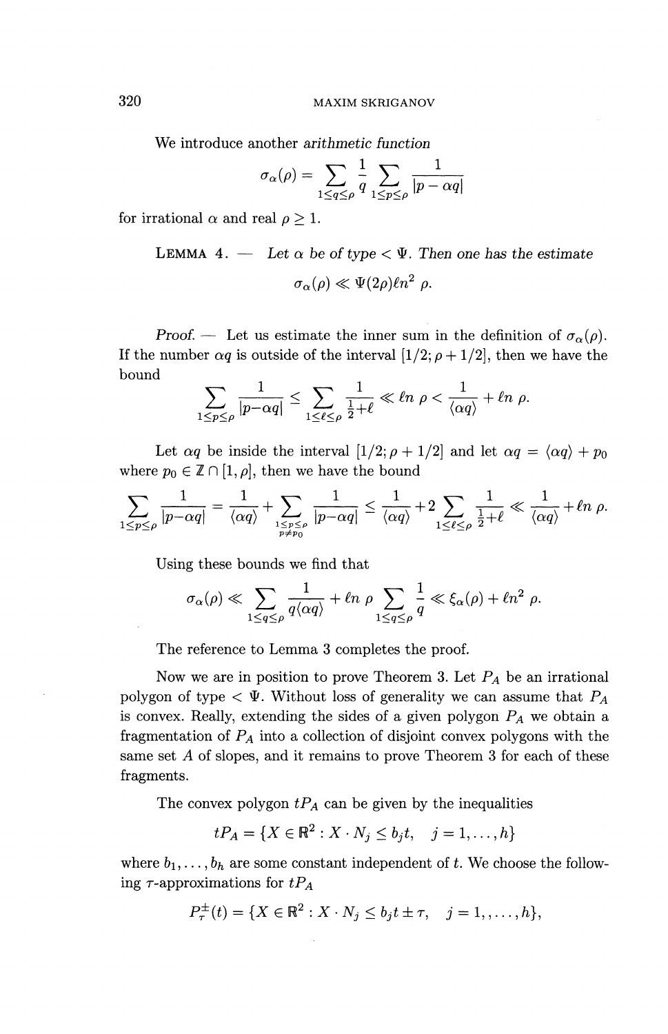We introduce another *arithmetic function*

$$\sigma_\alpha(\rho) = \sum_{1 \le q \le \rho} \frac{1}{q} \sum_{1 \le p \le \rho} \frac{1}{|p - \alpha q|}$$

for irrational $\alpha$ and real $\rho \ge 1$.

LEMMA 4. — *Let $\alpha$ be of type $< \Psi$. Then one has the estimate*

$$\sigma_\alpha(\rho) \ll \Psi(2\rho) \ell n^2 \rho.$$

*Proof.* — Let us estimate the inner sum in the definition of $\sigma_\alpha(\rho)$. If the number $\alpha q$ is outside of the interval $[1/2; \rho + 1/2]$, then we have the bound

$$\sum_{1 \le p \le \rho} \frac{1}{|p - \alpha q|} \le \sum_{1 \le \ell \le \rho} \frac{1}{\frac{1}{2} + \ell} \ll \ell n\ \rho < \frac{1}{\langle \alpha q \rangle} + \ell n\ \rho.$$

Let $\alpha q$ be inside the interval $[1/2; \rho + 1/2]$ and let $\alpha q = \langle \alpha q \rangle + p_0$ where $p_0 \in \mathbb{Z} \cap [1, \rho]$, then we have the bound

$$\sum_{1 \le p \le \rho} \frac{1}{|p - \alpha q|} = \frac{1}{\langle \alpha q \rangle} + \sum_{\substack{1 \le p \le \rho \\ p \ne p_0}} \frac{1}{|p - \alpha q|} \le \frac{1}{\langle \alpha q \rangle} + 2 \sum_{1 \le \ell \le \rho} \frac{1}{\frac{1}{2} + \ell} \ll \frac{1}{\langle \alpha q \rangle} + \ell n\ \rho.$$

Using these bounds we find that

$$\sigma_\alpha(\rho) \ll \sum_{1 \le q \le \rho} \frac{1}{q \langle \alpha q \rangle} + \ell n\ \rho \sum_{1 \le q \le \rho} \frac{1}{q} \ll \xi_\alpha(\rho) + \ell n^2\ \rho.$$

The reference to Lemma 3 completes the proof.

Now we are in position to prove Theorem 3. Let $P_A$ be an irrational polygon of type $< \Psi$. Without loss of generality we can assume that $P_A$ is convex. Really, extending the sides of a given polygon $P_A$ we obtain a fragmentation of $P_A$ into a collection of disjoint convex polygons with the same set $A$ of slopes, and it remains to prove Theorem 3 for each of these fragments.

The convex polygon $tP_A$ can be given by the inequalities

$$tP_A = \{X \in \mathbb{R}^2 : X \cdot N_j \le b_j t, \quad j = 1, \dots, h\}$$

where $b_1, \dots, b_h$ are some constant independent of $t$. We choose the following $\tau$-approximations for $tP_A$

$$P_\tau^\pm(t) = \{X \in \mathbb{R}^2 : X \cdot N_j \le b_j t \pm \tau, \quad j = 1, , \dots, h\},$$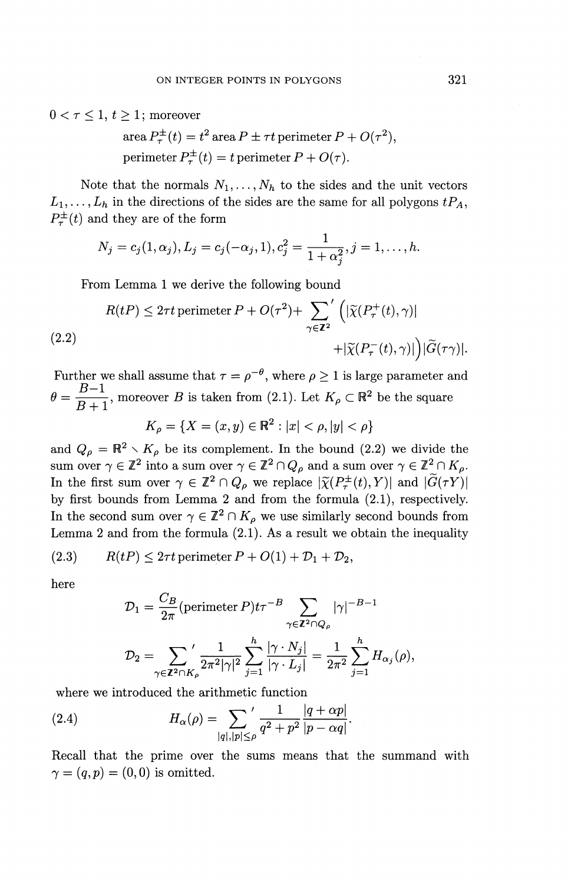$0 < \tau \leq 1$, $t \geq 1$; moreover

$$\text{area}\, P_\tau^\pm(t) = t^2\, \text{area}\, P \pm \tau t\, \text{perimeter}\, P + O(\tau^2),$$
$$\text{perimeter}\, P_\tau^\pm(t) = t\, \text{perimeter}\, P + O(\tau).$$

Note that the normals $N_1, \dots, N_h$ to the sides and the unit vectors $L_1, \dots, L_h$ in the directions of the sides are the same for all polygons $tP_A$, $P_\tau^\pm(t)$ and they are of the form

$$N_j = c_j(1, \alpha_j), L_j = c_j(-\alpha_j, 1), c_j^2 = \frac{1}{1+\alpha_j^2}, j = 1, \dots, h.$$

From Lemma 1 we derive the following bound

$$R(tP) \leq 2\tau t\, \text{perimeter}\, P + O(\tau^2) + \sum_{\gamma \in \mathbb{Z}^2}{}' \Big( |\widetilde{\chi}(P_\tau^+(t), \gamma)| + |\widetilde{\chi}(P_\tau^-(t), \gamma)| \Big) |\widetilde{G}(\tau\gamma)|. \tag{2.2}$$

Further we shall assume that $\tau = \rho^{-\theta}$, where $\rho \geq 1$ is large parameter and $\theta = \dfrac{B-1}{B+1}$, moreover $B$ is taken from (2.1). Let $K_\rho \subset \mathbb{R}^2$ be the square

$$K_\rho = \{X = (x, y) \in \mathbb{R}^2 : |x| < \rho, |y| < \rho\}$$

and $Q_\rho = \mathbb{R}^2 \setminus K_\rho$ be its complement. In the bound (2.2) we divide the sum over $\gamma \in \mathbb{Z}^2$ into a sum over $\gamma \in \mathbb{Z}^2 \cap Q_\rho$ and a sum over $\gamma \in \mathbb{Z}^2 \cap K_\rho$. In the first sum over $\gamma \in \mathbb{Z}^2 \cap Q_\rho$ we replace $|\widetilde{\chi}(P_\tau^\pm(t), Y)|$ and $|\widetilde{G}(\tau Y)|$ by first bounds from Lemma 2 and from the formula (2.1), respectively. In the second sum over $\gamma \in \mathbb{Z}^2 \cap K_\rho$ we use similarly second bounds from Lemma 2 and from the formula (2.1). As a result we obtain the inequality

$$R(tP) \leq 2\tau t\, \text{perimeter}\, P + O(1) + \mathcal{D}_1 + \mathcal{D}_2, \tag{2.3}$$

here

$$\mathcal{D}_1 = \frac{C_B}{2\pi}(\text{perimeter}\, P) t \tau^{-B} \sum_{\gamma \in \mathbb{Z}^2 \cap Q_\rho} |\gamma|^{-B-1}$$

$$\mathcal{D}_2 = \sum_{\gamma \in \mathbb{Z}^2 \cap K_\rho}{}' \frac{1}{2\pi^2 |\gamma|^2} \sum_{j=1}^{h} \frac{|\gamma \cdot N_j|}{|\gamma \cdot L_j|} = \frac{1}{2\pi^2} \sum_{j=1}^{h} H_{\alpha_j}(\rho),$$

where we introduced the arithmetic function

$$H_\alpha(\rho) = \sum_{|q|, |p| \leq \rho}{}' \frac{1}{q^2 + p^2} \frac{|q + \alpha p|}{|p - \alpha q|}. \tag{2.4}$$

Recall that the prime over the sums means that the summand with $\gamma = (q, p) = (0, 0)$ is omitted.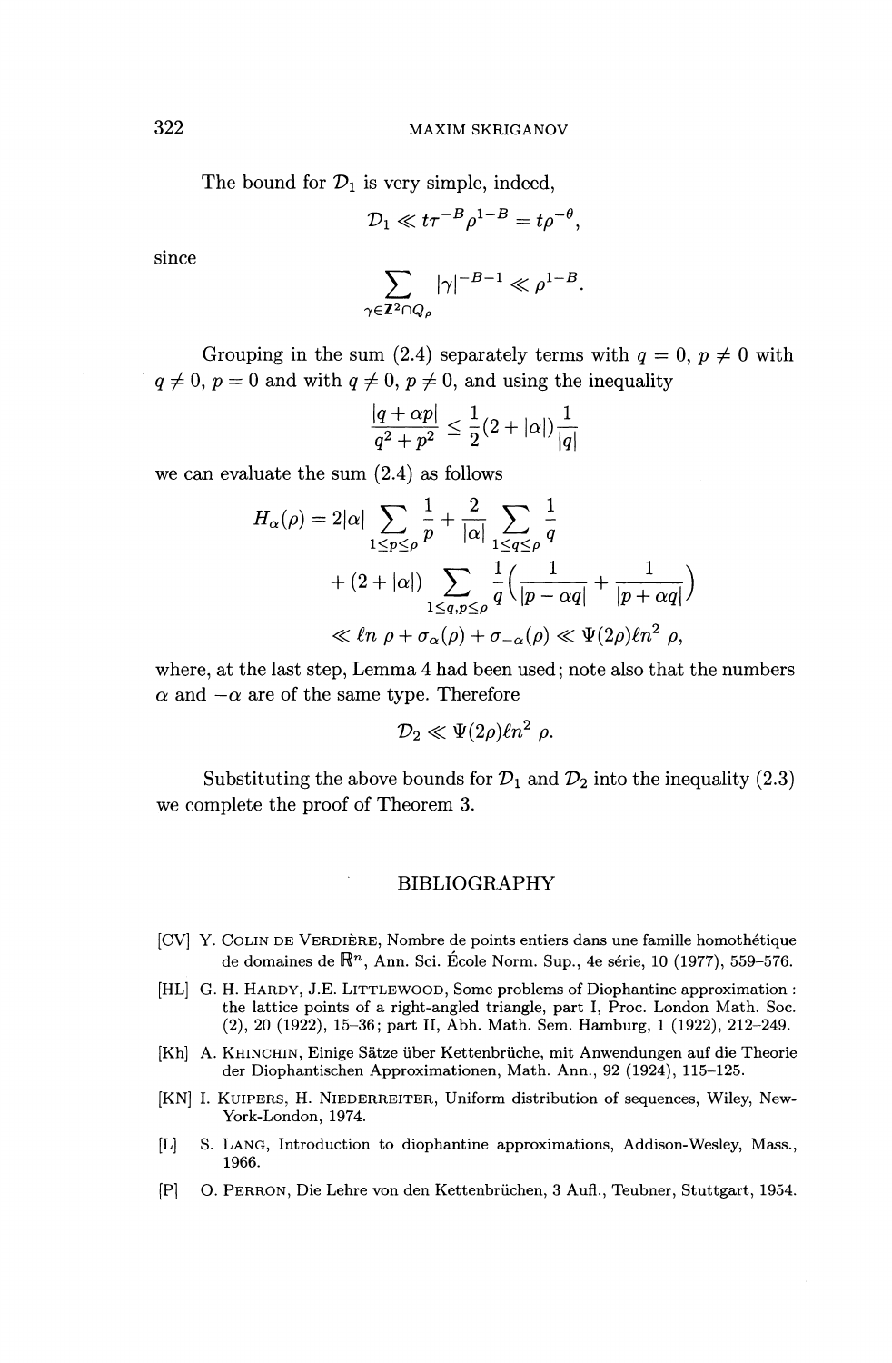The bound for $\mathcal{D}_1$ is very simple, indeed,

$$\mathcal{D}_1 \ll t\tau^{-B}\rho^{1-B} = t\rho^{-\theta},$$

since

$$\sum_{\gamma \in \mathbf{Z}^2 \cap Q_\rho} |\gamma|^{-B-1} \ll \rho^{1-B}.$$

Grouping in the sum (2.4) separately terms with $q = 0$, $p \neq 0$ with $q \neq 0$, $p = 0$ and with $q \neq 0$, $p \neq 0$, and using the inequality

$$\frac{|q + \alpha p|}{q^2 + p^2} \leq \frac{1}{2}(2 + |\alpha|)\frac{1}{|q|}$$

we can evaluate the sum (2.4) as follows

$$\begin{aligned} H_\alpha(\rho) &= 2|\alpha| \sum_{1 \leq p \leq \rho} \frac{1}{p} + \frac{2}{|\alpha|} \sum_{1 \leq q \leq \rho} \frac{1}{q} \\ &+ (2 + |\alpha|) \sum_{1 \leq q, p \leq \rho} \frac{1}{q}\left(\frac{1}{|p - \alpha q|} + \frac{1}{|p + \alpha q|}\right) \\ &\ll \ell n\ \rho + \sigma_\alpha(\rho) + \sigma_{-\alpha}(\rho) \ll \Psi(2\rho)\ell n^2\ \rho, \end{aligned}$$

where, at the last step, Lemma 4 had been used; note also that the numbers $\alpha$ and $-\alpha$ are of the same type. Therefore

$$\mathcal{D}_2 \ll \Psi(2\rho)\ell n^2\ \rho.$$

Substituting the above bounds for $\mathcal{D}_1$ and $\mathcal{D}_2$ into the inequality (2.3) we complete the proof of Theorem 3.

## BIBLIOGRAPHY

[CV] Y. Colin de Verdière, Nombre de points entiers dans une famille homothétique de domaines de $\mathbb{R}^n$, Ann. Sci. École Norm. Sup., 4e série, 10 (1977), 559–576.

[HL] G. H. Hardy, J.E. Littlewood, Some problems of Diophantine approximation : the lattice points of a right-angled triangle, part I, Proc. London Math. Soc. (2), 20 (1922), 15–36; part II, Abh. Math. Sem. Hamburg, 1 (1922), 212–249.

[Kh] A. Khinchin, Einige Sätze über Kettenbrüche, mit Anwendungen auf die Theorie der Diophantischen Approximationen, Math. Ann., 92 (1924), 115–125.

[KN] I. Kuipers, H. Niederreiter, Uniform distribution of sequences, Wiley, New-York-London, 1974.

[L] S. Lang, Introduction to diophantine approximations, Addison-Wesley, Mass., 1966.

[P] O. Perron, Die Lehre von den Kettenbrüchen, 3 Aufl., Teubner, Stuttgart, 1954.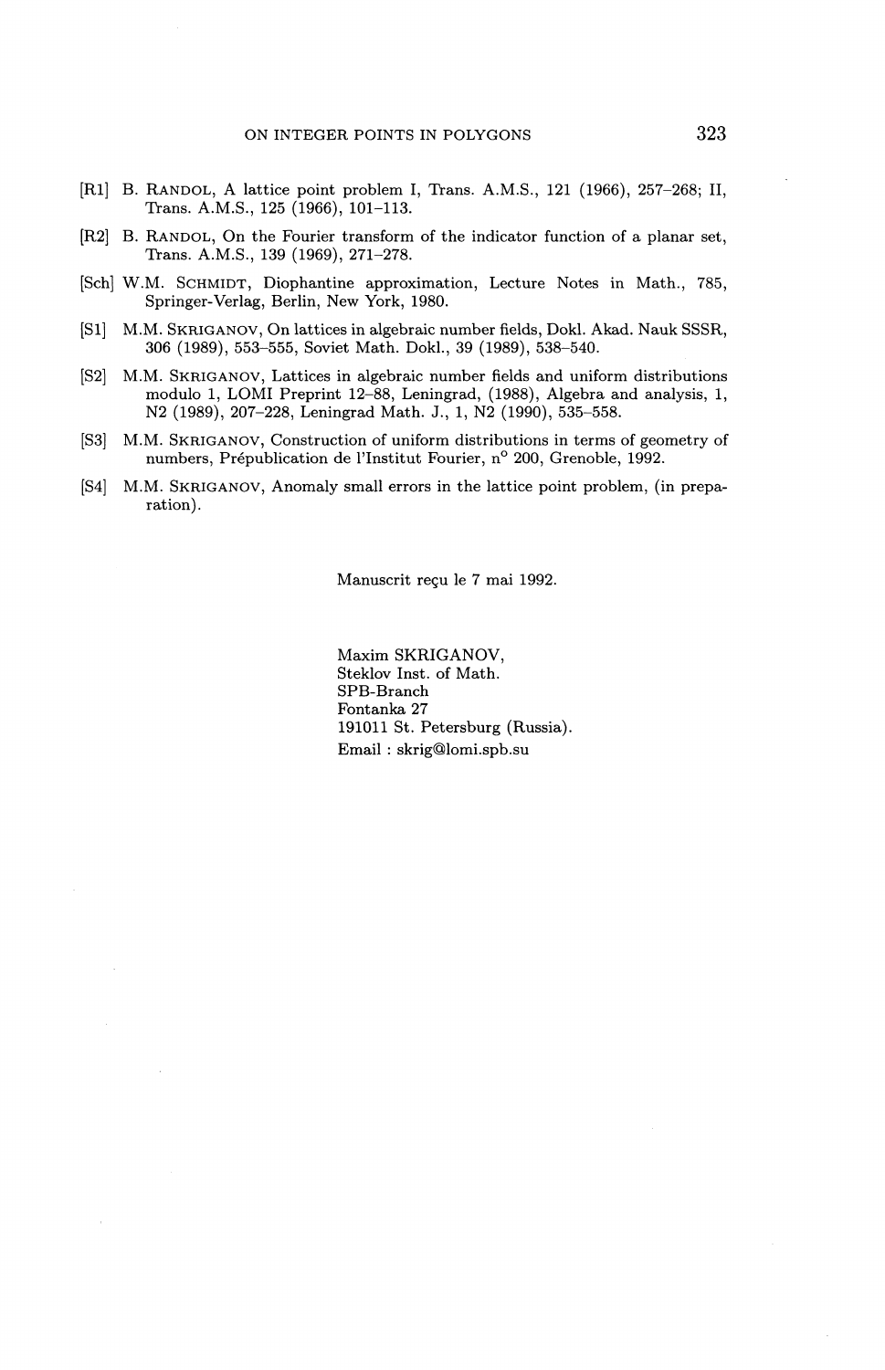[R1] B. Randol, A lattice point problem I, Trans. A.M.S., 121 (1966), 257–268; II, Trans. A.M.S., 125 (1966), 101–113.

[R2] B. Randol, On the Fourier transform of the indicator function of a planar set, Trans. A.M.S., 139 (1969), 271–278.

[Sch] W.M. Schmidt, Diophantine approximation, Lecture Notes in Math., 785, Springer-Verlag, Berlin, New York, 1980.

[S1] M.M. Skriganov, On lattices in algebraic number fields, Dokl. Akad. Nauk SSSR, 306 (1989), 553–555, Soviet Math. Dokl., 39 (1989), 538–540.

[S2] M.M. Skriganov, Lattices in algebraic number fields and uniform distributions modulo 1, LOMI Preprint 12–88, Leningrad, (1988), Algebra and analysis, 1, N2 (1989), 207–228, Leningrad Math. J., 1, N2 (1990), 535–558.

[S3] M.M. Skriganov, Construction of uniform distributions in terms of geometry of numbers, Prépublication de l'Institut Fourier, n° 200, Grenoble, 1992.

[S4] M.M. Skriganov, Anomaly small errors in the lattice point problem, (in preparation).

Manuscrit reçu le 7 mai 1992.

Maxim SKRIGANOV,
Steklov Inst. of Math.
SPB-Branch
Fontanka 27
191011 St. Petersburg (Russia).
Email : skrig@lomi.spb.su